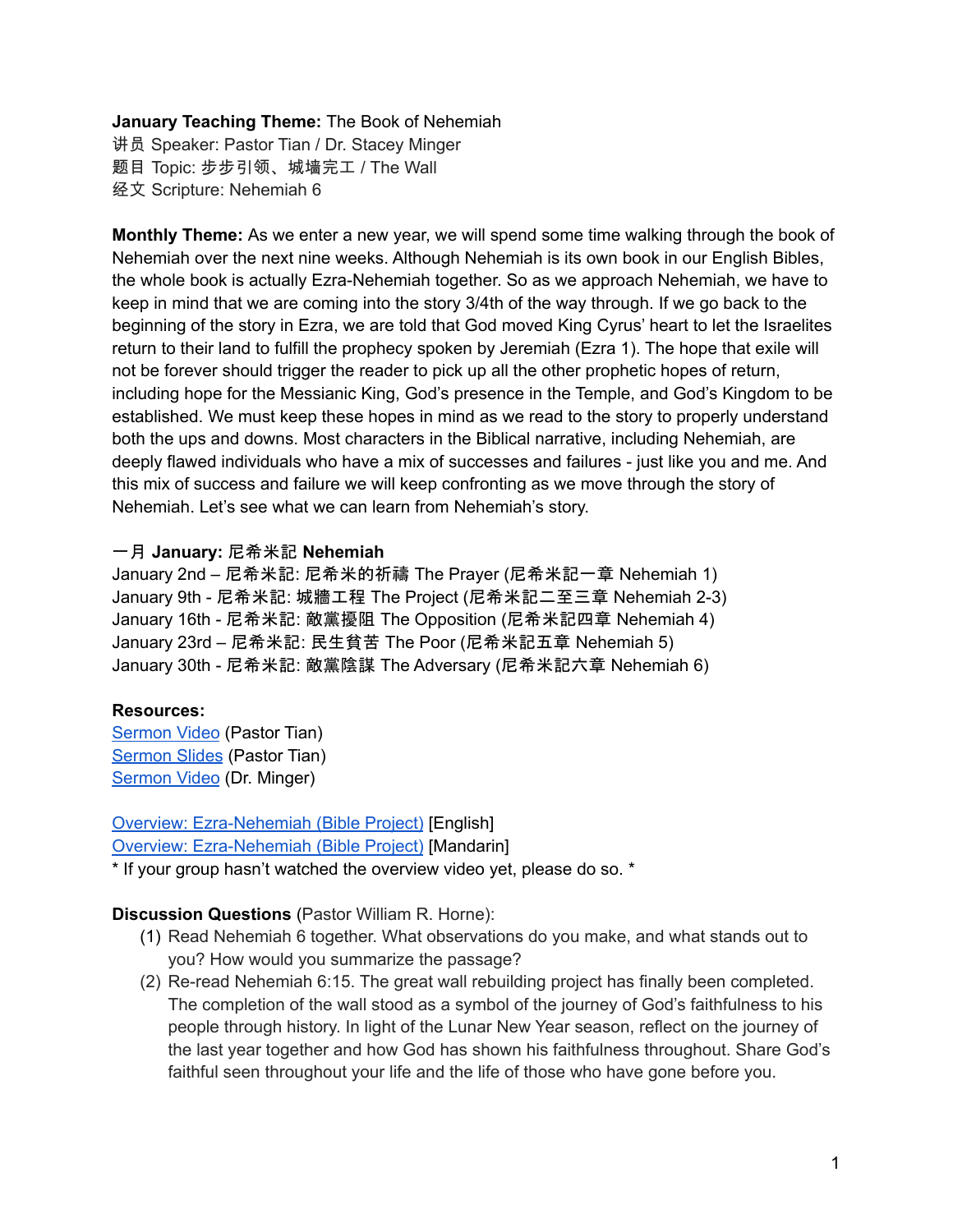**January Teaching Theme:** The Book of Nehemiah
讲员 Speaker: Pastor Tian / Dr. Stacey Minger
题目 Topic: 步步引领、城墙完工 / The Wall
经文 Scripture: Nehemiah 6

**Monthly Theme:** As we enter a new year, we will spend some time walking through the book of Nehemiah over the next nine weeks. Although Nehemiah is its own book in our English Bibles, the whole book is actually Ezra-Nehemiah together. So as we approach Nehemiah, we have to keep in mind that we are coming into the story 3/4th of the way through. If we go back to the beginning of the story in Ezra, we are told that God moved King Cyrus' heart to let the Israelites return to their land to fulfill the prophecy spoken by Jeremiah (Ezra 1). The hope that exile will not be forever should trigger the reader to pick up all the other prophetic hopes of return, including hope for the Messianic King, God's presence in the Temple, and God's Kingdom to be established. We must keep these hopes in mind as we read to the story to properly understand both the ups and downs. Most characters in the Biblical narrative, including Nehemiah, are deeply flawed individuals who have a mix of successes and failures - just like you and me. And this mix of success and failure we will keep confronting as we move through the story of Nehemiah. Let's see what we can learn from Nehemiah's story.

**一月 January: 尼希米記 Nehemiah**
January 2nd – 尼希米記: 尼希米的祈禱 The Prayer (尼希米記一章 Nehemiah 1)
January 9th - 尼希米記: 城牆工程 The Project (尼希米記二至三章 Nehemiah 2-3)
January 16th - 尼希米記: 敵黨擾阻 The Opposition (尼希米記四章 Nehemiah 4)
January 23rd – 尼希米記: 民生貧苦 The Poor (尼希米記五章 Nehemiah 5)
January 30th - 尼希米記: 敵黨陰謀 The Adversary (尼希米記六章 Nehemiah 6)

**Resources:**
Sermon Video (Pastor Tian)
Sermon Slides (Pastor Tian)
Sermon Video (Dr. Minger)

Overview: Ezra-Nehemiah (Bible Project) [English]
Overview: Ezra-Nehemiah (Bible Project) [Mandarin]
* If your group hasn't watched the overview video yet, please do so. *

**Discussion Questions** (Pastor William R. Horne):

(1) Read Nehemiah 6 together. What observations do you make, and what stands out to you? How would you summarize the passage?

(2) Re-read Nehemiah 6:15. The great wall rebuilding project has finally been completed. The completion of the wall stood as a symbol of the journey of God's faithfulness to his people through history. In light of the Lunar New Year season, reflect on the journey of the last year together and how God has shown his faithfulness throughout. Share God's faithful seen throughout your life and the life of those who have gone before you.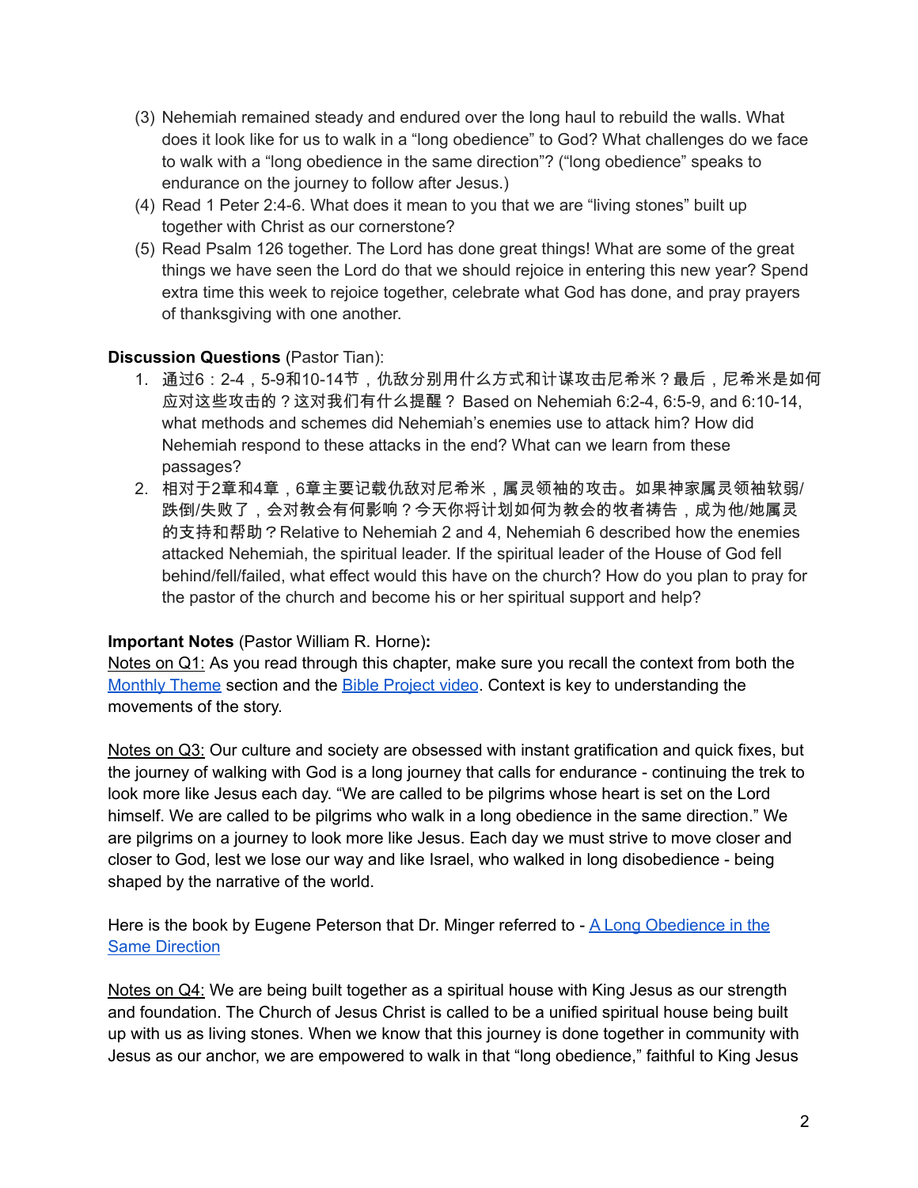(3) Nehemiah remained steady and endured over the long haul to rebuild the walls. What does it look like for us to walk in a "long obedience" to God? What challenges do we face to walk with a "long obedience in the same direction"? ("long obedience" speaks to endurance on the journey to follow after Jesus.)

(4) Read 1 Peter 2:4-6. What does it mean to you that we are "living stones" built up together with Christ as our cornerstone?

(5) Read Psalm 126 together. The Lord has done great things! What are some of the great things we have seen the Lord do that we should rejoice in entering this new year? Spend extra time this week to rejoice together, celebrate what God has done, and pray prayers of thanksgiving with one another.

**Discussion Questions** (Pastor Tian):

1. 通过6：2-4，5-9和10-14节，仇敌分别用什么方式和计谋攻击尼希米？最后，尼希米是如何应对这些攻击的？这对我们有什么提醒？ Based on Nehemiah 6:2-4, 6:5-9, and 6:10-14, what methods and schemes did Nehemiah's enemies use to attack him? How did Nehemiah respond to these attacks in the end? What can we learn from these passages?
2. 相对于2章和4章，6章主要记载仇敌对尼希米，属灵领袖的攻击。如果神家属灵领袖软弱/跌倒/失败了，会对教会有何影响？今天你将计划如何为教会的牧者祷告，成为他/她属灵的支持和帮助？Relative to Nehemiah 2 and 4, Nehemiah 6 described how the enemies attacked Nehemiah, the spiritual leader. If the spiritual leader of the House of God fell behind/fell/failed, what effect would this have on the church? How do you plan to pray for the pastor of the church and become his or her spiritual support and help?

**Important Notes** (Pastor William R. Horne)**:**

Notes on Q1: As you read through this chapter, make sure you recall the context from both the Monthly Theme section and the Bible Project video. Context is key to understanding the movements of the story.

Notes on Q3: Our culture and society are obsessed with instant gratification and quick fixes, but the journey of walking with God is a long journey that calls for endurance - continuing the trek to look more like Jesus each day. "We are called to be pilgrims whose heart is set on the Lord himself. We are called to be pilgrims who walk in a long obedience in the same direction." We are pilgrims on a journey to look more like Jesus. Each day we must strive to move closer and closer to God, lest we lose our way and like Israel, who walked in long disobedience - being shaped by the narrative of the world.

Here is the book by Eugene Peterson that Dr. Minger referred to - A Long Obedience in the Same Direction

Notes on Q4: We are being built together as a spiritual house with King Jesus as our strength and foundation. The Church of Jesus Christ is called to be a unified spiritual house being built up with us as living stones. When we know that this journey is done together in community with Jesus as our anchor, we are empowered to walk in that "long obedience," faithful to King Jesus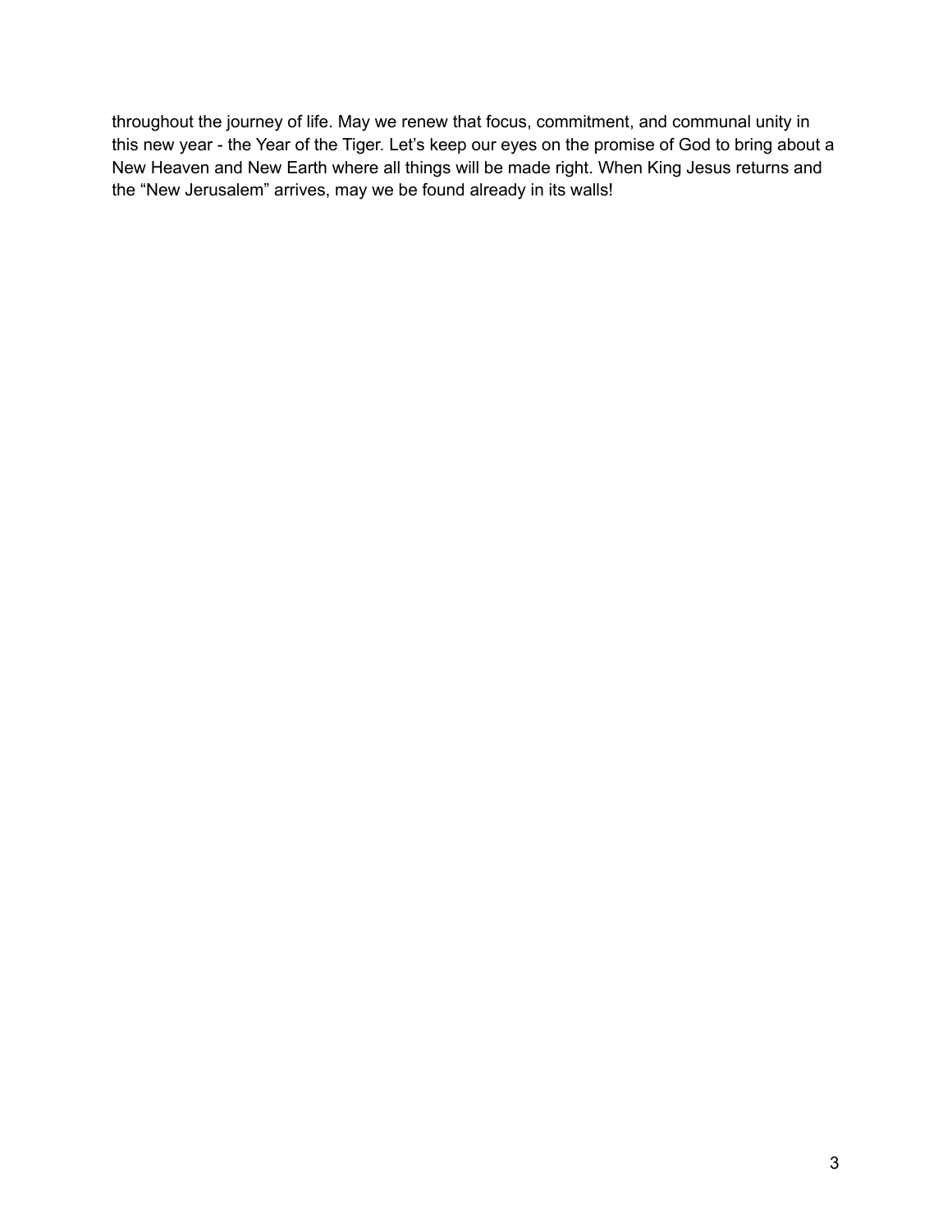throughout the journey of life. May we renew that focus, commitment, and communal unity in this new year - the Year of the Tiger. Let's keep our eyes on the promise of God to bring about a New Heaven and New Earth where all things will be made right. When King Jesus returns and the "New Jerusalem" arrives, may we be found already in its walls!